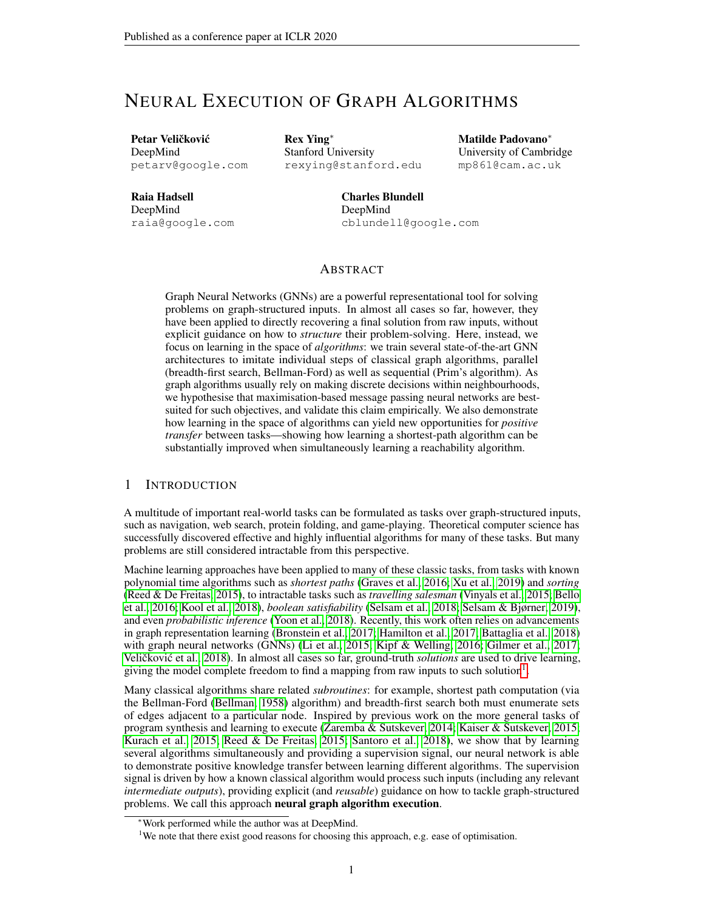# NEURAL EXECUTION OF GRAPH ALGORITHMS

**Petar Veličković**
DeepMind
petarv@google.com

**Rex Ying**[*]
Stanford University
rexying@stanford.edu

**Matilde Padovano**[*]
University of Cambridge
mp861@cam.ac.uk

**Raia Hadsell**
DeepMind
raia@google.com

**Charles Blundell**
DeepMind
cblundell@google.com

## ABSTRACT

Graph Neural Networks (GNNs) are a powerful representational tool for solving problems on graph-structured inputs. In almost all cases so far, however, they have been applied to directly recovering a final solution from raw inputs, without explicit guidance on how to *structure* their problem-solving. Here, instead, we focus on learning in the space of *algorithms*: we train several state-of-the-art GNN architectures to imitate individual steps of classical graph algorithms, parallel (breadth-first search, Bellman-Ford) as well as sequential (Prim's algorithm). As graph algorithms usually rely on making discrete decisions within neighbourhoods, we hypothesise that maximisation-based message passing neural networks are best-suited for such objectives, and validate this claim empirically. We also demonstrate how learning in the space of algorithms can yield new opportunities for *positive transfer* between tasks—showing how learning a shortest-path algorithm can be substantially improved when simultaneously learning a reachability algorithm.

## 1 INTRODUCTION

A multitude of important real-world tasks can be formulated as tasks over graph-structured inputs, such as navigation, web search, protein folding, and game-playing. Theoretical computer science has successfully discovered effective and highly influential algorithms for many of these tasks. But many problems are still considered intractable from this perspective.

Machine learning approaches have been applied to many of these classic tasks, from tasks with known polynomial time algorithms such as *shortest paths* (Graves et al., 2016; Xu et al., 2019) and *sorting* (Reed & De Freitas, 2015), to intractable tasks such as *travelling salesman* (Vinyals et al., 2015; Bello et al., 2016; Kool et al., 2018), *boolean satisfiability* (Selsam et al., 2018; Selsam & Bjørner, 2019), and even *probabilistic inference* (Yoon et al., 2018). Recently, this work often relies on advancements in graph representation learning (Bronstein et al., 2017; Hamilton et al., 2017; Battaglia et al., 2018) with graph neural networks (GNNs) (Li et al., 2015; Kipf & Welling, 2016; Gilmer et al., 2017; Veličković et al., 2018). In almost all cases so far, ground-truth *solutions* are used to drive learning, giving the model complete freedom to find a mapping from raw inputs to such solution[1].

Many classical algorithms share related *subroutines*: for example, shortest path computation (via the Bellman-Ford (Bellman, 1958) algorithm) and breadth-first search both must enumerate sets of edges adjacent to a particular node. Inspired by previous work on the more general tasks of program synthesis and learning to execute (Zaremba & Sutskever, 2014; Kaiser & Sutskever, 2015; Kurach et al., 2015; Reed & De Freitas, 2015; Santoro et al., 2018), we show that by learning several algorithms simultaneously and providing a supervision signal, our neural network is able to demonstrate positive knowledge transfer between learning different algorithms. The supervision signal is driven by how a known classical algorithm would process such inputs (including any relevant *intermediate outputs*), providing explicit (and *reusable*) guidance on how to tackle graph-structured problems. We call this approach **neural graph algorithm execution**.

[*]Work performed while the author was at DeepMind.

[1]We note that there exist good reasons for choosing this approach, e.g. ease of optimisation.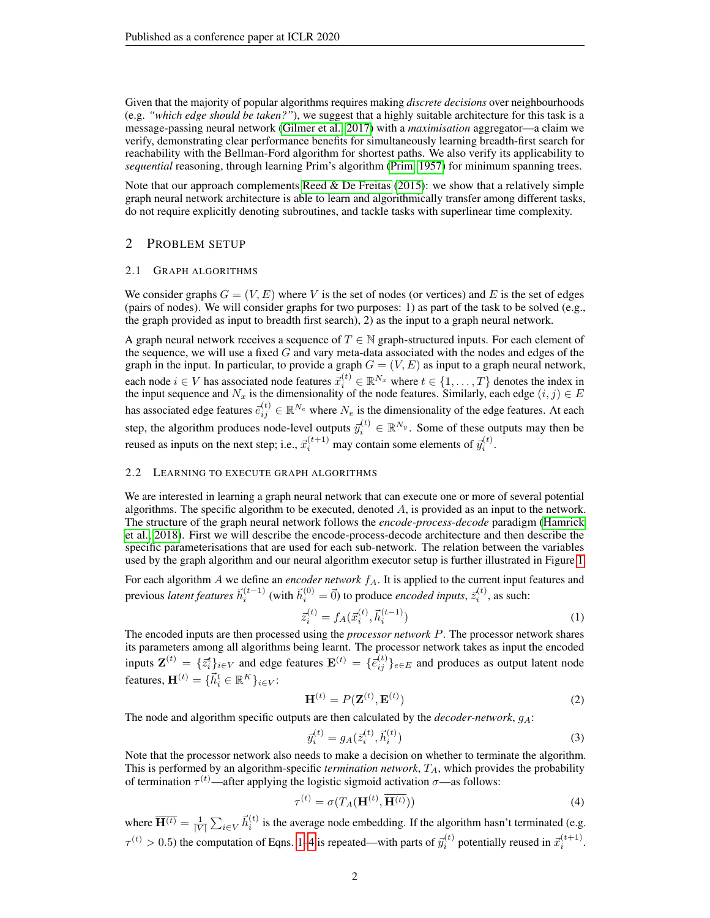Given that the majority of popular algorithms requires making *discrete decisions* over neighbourhoods (e.g. *"which edge should be taken?"*), we suggest that a highly suitable architecture for this task is a message-passing neural network (Gilmer et al., 2017) with a *maximisation* aggregator—a claim we verify, demonstrating clear performance benefits for simultaneously learning breadth-first search for reachability with the Bellman-Ford algorithm for shortest paths. We also verify its applicability to *sequential* reasoning, through learning Prim's algorithm (Prim, 1957) for minimum spanning trees.

Note that our approach complements Reed & De Freitas (2015): we show that a relatively simple graph neural network architecture is able to learn and algorithmically transfer among different tasks, do not require explicitly denoting subroutines, and tackle tasks with superlinear time complexity.

## 2 Problem setup

### 2.1 Graph algorithms

We consider graphs $G = (V, E)$ where $V$ is the set of nodes (or vertices) and $E$ is the set of edges (pairs of nodes). We will consider graphs for two purposes: 1) as part of the task to be solved (e.g., the graph provided as input to breadth first search), 2) as the input to a graph neural network.

A graph neural network receives a sequence of $T \in \mathbb{N}$ graph-structured inputs. For each element of the sequence, we will use a fixed $G$ and vary meta-data associated with the nodes and edges of the graph in the input. In particular, to provide a graph $G = (V, E)$ as input to a graph neural network, each node $i \in V$ has associated node features $\vec{x}_i^{(t)} \in \mathbb{R}^{N_x}$ where $t \in \{1, \ldots, T\}$ denotes the index in the input sequence and $N_x$ is the dimensionality of the node features. Similarly, each edge $(i, j) \in E$ has associated edge features $\vec{e}_{ij}^{(t)} \in \mathbb{R}^{N_e}$ where $N_e$ is the dimensionality of the edge features. At each step, the algorithm produces node-level outputs $\vec{y}_i^{(t)} \in \mathbb{R}^{N_y}$. Some of these outputs may then be reused as inputs on the next step; i.e., $\vec{x}_i^{(t+1)}$ may contain some elements of $\vec{y}_i^{(t)}$.

### 2.2 Learning to execute graph algorithms

We are interested in learning a graph neural network that can execute one or more of several potential algorithms. The specific algorithm to be executed, denoted $A$, is provided as an input to the network. The structure of the graph neural network follows the *encode-process-decode* paradigm (Hamrick et al., 2018). First we will describe the encode-process-decode architecture and then describe the specific parameterisations that are used for each sub-network. The relation between the variables used by the graph algorithm and our neural algorithm executor setup is further illustrated in Figure 1.

For each algorithm $A$ we define an *encoder network* $f_A$. It is applied to the current input features and previous *latent features* $\vec{h}_i^{(t-1)}$ (with $\vec{h}_i^{(0)} = \vec{0}$) to produce *encoded inputs*, $\vec{z}_i^{(t)}$, as such:

$$\vec{z}_i^{(t)} = f_A(\vec{x}_i^{(t)}, \vec{h}_i^{(t-1)}) \tag{1}$$

The encoded inputs are then processed using the *processor network* $P$. The processor network shares its parameters among all algorithms being learnt. The processor network takes as input the encoded inputs $\mathbf{Z}^{(t)} = \{\vec{z}_i^t\}_{i \in V}$ and edge features $\mathbf{E}^{(t)} = \{\vec{e}_{ij}^{(t)}\}_{e \in E}$ and produces as output latent node features, $\mathbf{H}^{(t)} = \{\vec{h}_i^t \in \mathbb{R}^K\}_{i \in V}$:

$$\mathbf{H}^{(t)} = P(\mathbf{Z}^{(t)}, \mathbf{E}^{(t)}) \tag{2}$$

The node and algorithm specific outputs are then calculated by the *decoder-network*, $g_A$:

$$\vec{y}_i^{(t)} = g_A(\vec{z}_i^{(t)}, \vec{h}_i^{(t)}) \tag{3}$$

Note that the processor network also needs to make a decision on whether to terminate the algorithm. This is performed by an algorithm-specific *termination network*, $T_A$, which provides the probability of termination $\tau^{(t)}$—after applying the logistic sigmoid activation $\sigma$—as follows:

$$\tau^{(t)} = \sigma(T_A(\mathbf{H}^{(t)}, \overline{\mathbf{H}^{(t)}})) \tag{4}$$

where $\overline{\mathbf{H}^{(t)}} = \frac{1}{|V|} \sum_{i \in V} \vec{h}_i^{(t)}$ is the average node embedding. If the algorithm hasn't terminated (e.g. $\tau^{(t)} > 0.5$) the computation of Eqns. 1–4 is repeated—with parts of $\vec{y}_i^{(t)}$ potentially reused in $\vec{x}_i^{(t+1)}$.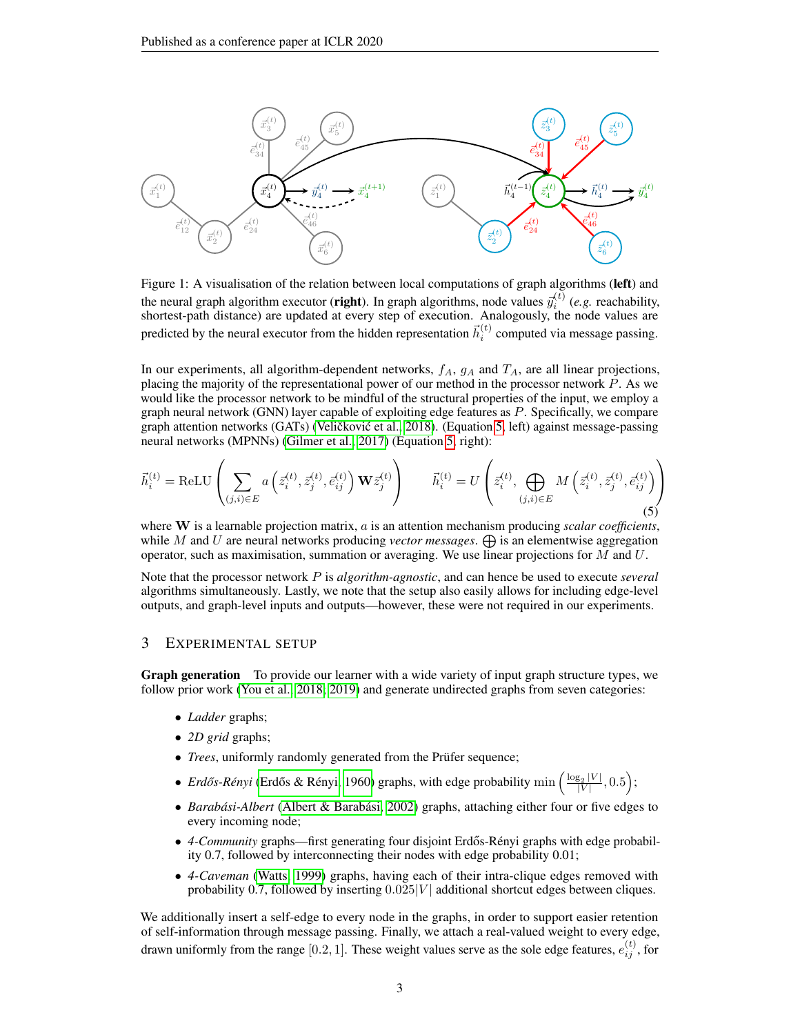Figure 1: A visualisation of the relation between local computations of graph algorithms (**left**) and the neural graph algorithm executor (**right**). In graph algorithms, node values $\vec{y}_i^{(t)}$ (*e.g.* reachability, shortest-path distance) are updated at every step of execution. Analogously, the node values are predicted by the neural executor from the hidden representation $\vec{h}_i^{(t)}$ computed via message passing.

In our experiments, all algorithm-dependent networks, $f_A$, $g_A$ and $T_A$, are all linear projections, placing the majority of the representational power of our method in the processor network $P$. As we would like the processor network to be mindful of the structural properties of the input, we employ a graph neural network (GNN) layer capable of exploiting edge features as $P$. Specifically, we compare graph attention networks (GATs) (Veličković et al., 2018). (Equation 5, left) against message-passing neural networks (MPNNs) (Gilmer et al., 2017) (Equation 5, right):

$$\vec{h}_i^{(t)} = \text{ReLU}\left(\sum_{(j,i)\in E} a\left(\vec{z}_i^{(t)}, \vec{z}_j^{(t)}, \vec{e}_{ij}^{(t)}\right) \mathbf{W}\vec{z}_j^{(t)}\right) \qquad \vec{h}_i^{(t)} = U\left(\vec{z}_i^{(t)}, \bigoplus_{(j,i)\in E} M\left(\vec{z}_i^{(t)}, \vec{z}_j^{(t)}, \vec{e}_{ij}^{(t)}\right)\right) \tag{5}$$

where $\mathbf{W}$ is a learnable projection matrix, $a$ is an attention mechanism producing *scalar coefficients*, while $M$ and $U$ are neural networks producing *vector messages*. $\bigoplus$ is an elementwise aggregation operator, such as maximisation, summation or averaging. We use linear projections for $M$ and $U$.

Note that the processor network $P$ is *algorithm-agnostic*, and can hence be used to execute *several* algorithms simultaneously. Lastly, we note that the setup also easily allows for including edge-level outputs, and graph-level inputs and outputs—however, these were not required in our experiments.

## 3 Experimental Setup

**Graph generation** To provide our learner with a wide variety of input graph structure types, we follow prior work (You et al., 2018; 2019) and generate undirected graphs from seven categories:

- *Ladder* graphs;
- *2D grid* graphs;
- *Trees*, uniformly randomly generated from the Prüfer sequence;
- *Erdős-Rényi* (Erdős & Rényi, 1960) graphs, with edge probability $\min\left(\frac{\log_2 |V|}{|V|}, 0.5\right)$;
- *Barabási-Albert* (Albert & Barabási, 2002) graphs, attaching either four or five edges to every incoming node;
- *4-Community* graphs—first generating four disjoint Erdős-Rényi graphs with edge probability 0.7, followed by interconnecting their nodes with edge probability 0.01;
- *4-Caveman* (Watts, 1999) graphs, having each of their intra-clique edges removed with probability 0.7, followed by inserting $0.025|V|$ additional shortcut edges between cliques.

We additionally insert a self-edge to every node in the graphs, in order to support easier retention of self-information through message passing. Finally, we attach a real-valued weight to every edge, drawn uniformly from the range $[0.2, 1]$. These weight values serve as the sole edge features, $e_{ij}^{(t)}$, for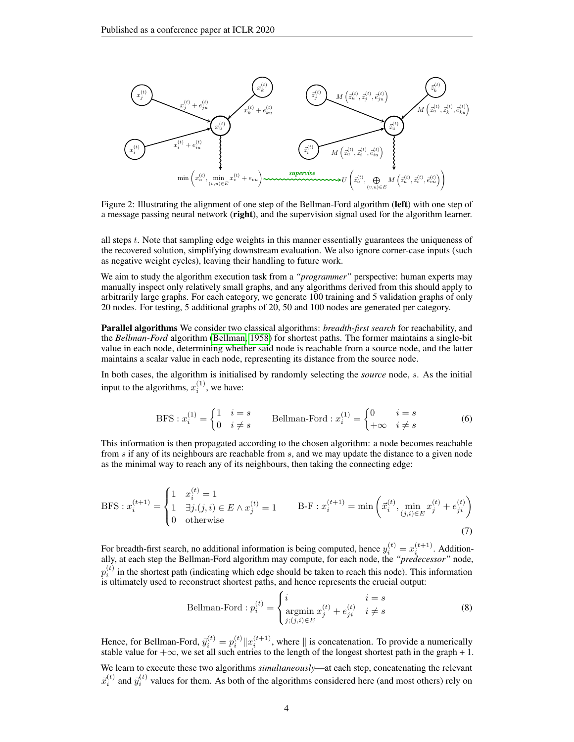Figure 2: Illustrating the alignment of one step of the Bellman-Ford algorithm (**left**) with one step of a message passing neural network (**right**), and the supervision signal used for the algorithm learner.

all steps $t$. Note that sampling edge weights in this manner essentially guarantees the uniqueness of the recovered solution, simplifying downstream evaluation. We also ignore corner-case inputs (such as negative weight cycles), leaving their handling to future work.

We aim to study the algorithm execution task from a *"programmer"* perspective: human experts may manually inspect only relatively small graphs, and any algorithms derived from this should apply to arbitrarily large graphs. For each category, we generate 100 training and 5 validation graphs of only 20 nodes. For testing, 5 additional graphs of 20, 50 and 100 nodes are generated per category.

**Parallel algorithms** We consider two classical algorithms: *breadth-first search* for reachability, and the *Bellman-Ford* algorithm (Bellman, 1958) for shortest paths. The former maintains a single-bit value in each node, determining whether said node is reachable from a source node, and the latter maintains a scalar value in each node, representing its distance from the source node.

In both cases, the algorithm is initialised by randomly selecting the *source* node, $s$. As the initial input to the algorithms, $x_i^{(1)}$, we have:

$$\text{BFS} : x_i^{(1)} = \begin{cases} 1 & i = s \\ 0 & i \neq s \end{cases} \qquad \text{Bellman-Ford} : x_i^{(1)} = \begin{cases} 0 & i = s \\ +\infty & i \neq s \end{cases} \tag{6}$$

This information is then propagated according to the chosen algorithm: a node becomes reachable from $s$ if any of its neighbours are reachable from $s$, and we may update the distance to a given node as the minimal way to reach any of its neighbours, then taking the connecting edge:

$$\text{BFS} : x_i^{(t+1)} = \begin{cases} 1 & x_i^{(t)} = 1 \\ 1 & \exists j.(j,i) \in E \wedge x_j^{(t)} = 1 \\ 0 & \text{otherwise} \end{cases} \qquad \text{B-F} : x_i^{(t+1)} = \min\left(\vec{x}_i^{(t)}, \min_{(j,i)\in E} x_j^{(t)} + e_{ji}^{(t)}\right) \tag{7}$$

For breadth-first search, no additional information is being computed, hence $y_i^{(t)} = x_i^{(t+1)}$. Additionally, at each step the Bellman-Ford algorithm may compute, for each node, the *"predecessor"* node, $p_i^{(t)}$ in the shortest path (indicating which edge should be taken to reach this node). This information is ultimately used to reconstruct shortest paths, and hence represents the crucial output:

$$\text{Bellman-Ford} : p_i^{(t)} = \begin{cases} i & i = s \\ \underset{j;(j,i)\in E}{\operatorname{argmin}}\, x_j^{(t)} + e_{ji}^{(t)} & i \neq s \end{cases} \tag{8}$$

Hence, for Bellman-Ford, $\vec{y}_i^{(t)} = p_i^{(t)} \| x_i^{(t+1)}$, where $\|$ is concatenation. To provide a numerically stable value for $+\infty$, we set all such entries to the length of the longest shortest path in the graph + 1.

We learn to execute these two algorithms *simultaneously*—at each step, concatenating the relevant $\vec{x}_i^{(t)}$ and $\vec{y}_i^{(t)}$ values for them. As both of the algorithms considered here (and most others) rely on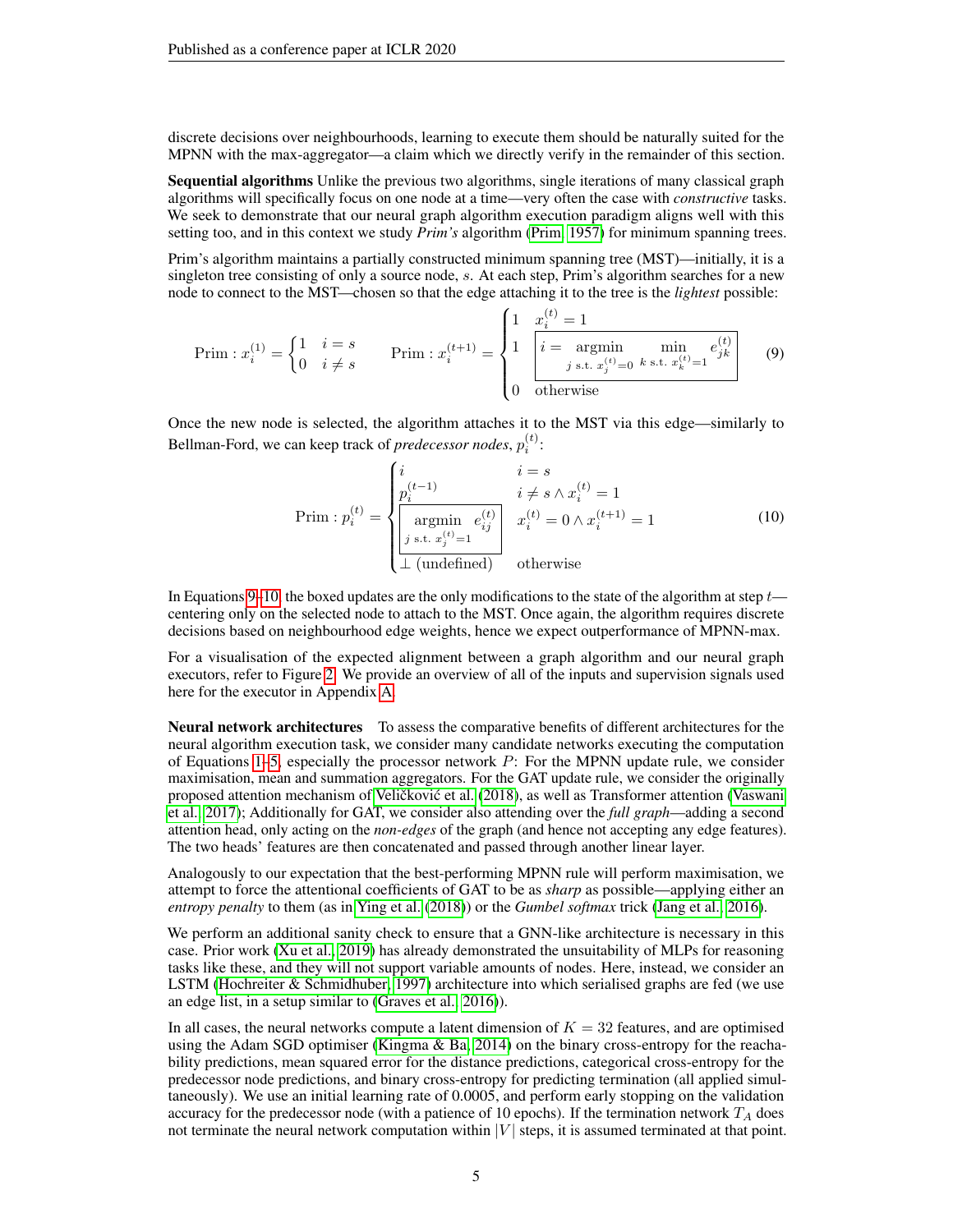discrete decisions over neighbourhoods, learning to execute them should be naturally suited for the MPNN with the max-aggregator—a claim which we directly verify in the remainder of this section.

**Sequential algorithms** Unlike the previous two algorithms, single iterations of many classical graph algorithms will specifically focus on one node at a time—very often the case with *constructive* tasks. We seek to demonstrate that our neural graph algorithm execution paradigm aligns well with this setting too, and in this context we study *Prim's* algorithm (Prim, 1957) for minimum spanning trees.

Prim's algorithm maintains a partially constructed minimum spanning tree (MST)—initially, it is a singleton tree consisting of only a source node, $s$. At each step, Prim's algorithm searches for a new node to connect to the MST—chosen so that the edge attaching it to the tree is the *lightest* possible:

$$\text{Prim} : x_i^{(1)} = \begin{cases} 1 & i = s \\ 0 & i \neq s \end{cases} \qquad \text{Prim} : x_i^{(t+1)} = \begin{cases} 1 & x_i^{(t)} = 1 \\ 1 & \boxed{i = \underset{j \text{ s.t. } x_j^{(t)}=0}{\operatorname{argmin}} \ \underset{k \text{ s.t. } x_k^{(t)}=1}{\min} e_{jk}^{(t)}} \\ 0 & \text{otherwise} \end{cases} \tag{9}$$

Once the new node is selected, the algorithm attaches it to the MST via this edge—similarly to Bellman-Ford, we can keep track of *predecessor nodes*, $p_i^{(t)}$:

$$\text{Prim} : p_i^{(t)} = \begin{cases} i & i = s \\ p_i^{(t-1)} & i \neq s \wedge x_i^{(t)} = 1 \\ \boxed{\underset{j \text{ s.t. } x_j^{(t)}=1}{\operatorname{argmin}} e_{ij}^{(t)}} & x_i^{(t)} = 0 \wedge x_i^{(t+1)} = 1 \\ \perp \text{ (undefined)} & \text{otherwise} \end{cases} \tag{10}$$

In Equations 9–10, the boxed updates are the only modifications to the state of the algorithm at step $t$—centering only on the selected node to attach to the MST. Once again, the algorithm requires discrete decisions based on neighbourhood edge weights, hence we expect outperformance of MPNN-max.

For a visualisation of the expected alignment between a graph algorithm and our neural graph executors, refer to Figure 2. We provide an overview of all of the inputs and supervision signals used here for the executor in Appendix A.

**Neural network architectures** To assess the comparative benefits of different architectures for the neural algorithm execution task, we consider many candidate networks executing the computation of Equations 1–5, especially the processor network $P$: For the MPNN update rule, we consider maximisation, mean and summation aggregators. For the GAT update rule, we consider the originally proposed attention mechanism of Veličković et al. (2018), as well as Transformer attention (Vaswani et al., 2017); Additionally for GAT, we consider also attending over the *full graph*—adding a second attention head, only acting on the *non-edges* of the graph (and hence not accepting any edge features). The two heads' features are then concatenated and passed through another linear layer.

Analogously to our expectation that the best-performing MPNN rule will perform maximisation, we attempt to force the attentional coefficients of GAT to be as *sharp* as possible—applying either an *entropy penalty* to them (as in Ying et al. (2018)) or the *Gumbel softmax* trick (Jang et al., 2016).

We perform an additional sanity check to ensure that a GNN-like architecture is necessary in this case. Prior work (Xu et al., 2019) has already demonstrated the unsuitability of MLPs for reasoning tasks like these, and they will not support variable amounts of nodes. Here, instead, we consider an LSTM (Hochreiter & Schmidhuber, 1997) architecture into which serialised graphs are fed (we use an edge list, in a setup similar to (Graves et al., 2016)).

In all cases, the neural networks compute a latent dimension of $K = 32$ features, and are optimised using the Adam SGD optimiser (Kingma & Ba, 2014) on the binary cross-entropy for the reachability predictions, mean squared error for the distance predictions, categorical cross-entropy for the predecessor node predictions, and binary cross-entropy for predicting termination (all applied simultaneously). We use an initial learning rate of 0.0005, and perform early stopping on the validation accuracy for the predecessor node (with a patience of 10 epochs). If the termination network $T_A$ does not terminate the neural network computation within $|V|$ steps, it is assumed terminated at that point.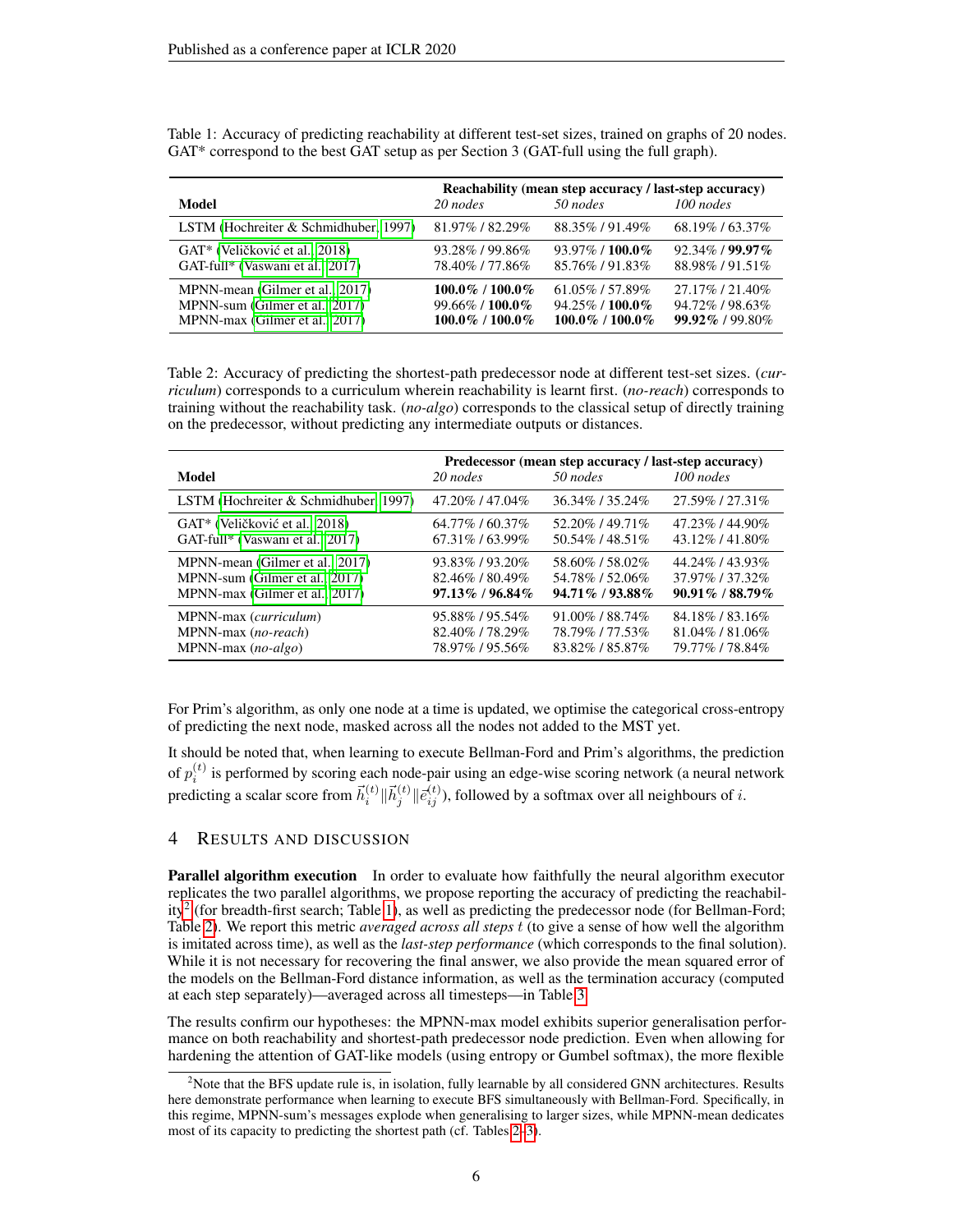Table 1: Accuracy of predicting reachability at different test-set sizes, trained on graphs of 20 nodes. GAT* correspond to the best GAT setup as per Section 3 (GAT-full using the full graph).

| Model | Reachability (mean step accuracy / last-step accuracy) | | |
|---|---|---|---|
| | *20 nodes* | *50 nodes* | *100 nodes* |
| LSTM (Hochreiter & Schmidhuber, 1997) | 81.97% / 82.29% | 88.35% / 91.49% | 68.19% / 63.37% |
| GAT* (Veličković et al., 2018) | 93.28% / 99.86% | 93.97% / **100.0%** | 92.34% / **99.97%** |
| GAT-full* (Vaswani et al., 2017) | 78.40% / 77.86% | 85.76% / 91.83% | 88.98% / 91.51% |
| MPNN-mean (Gilmer et al., 2017) | **100.0%** / **100.0%** | 61.05% / 57.89% | 27.17% / 21.40% |
| MPNN-sum (Gilmer et al., 2017) | 99.66% / **100.0%** | 94.25% / **100.0%** | 94.72% / 98.63% |
| MPNN-max (Gilmer et al., 2017) | **100.0%** / **100.0%** | **100.0%** / **100.0%** | **99.92%** / 99.80% |

Table 2: Accuracy of predicting the shortest-path predecessor node at different test-set sizes. (*curriculum*) corresponds to a curriculum wherein reachability is learnt first. (*no-reach*) corresponds to training without the reachability task. (*no-algo*) corresponds to the classical setup of directly training on the predecessor, without predicting any intermediate outputs or distances.

| Model | Predecessor (mean step accuracy / last-step accuracy) | | |
|---|---|---|---|
| | *20 nodes* | *50 nodes* | *100 nodes* |
| LSTM (Hochreiter & Schmidhuber, 1997) | 47.20% / 47.04% | 36.34% / 35.24% | 27.59% / 27.31% |
| GAT* (Veličković et al., 2018) | 64.77% / 60.37% | 52.20% / 49.71% | 47.23% / 44.90% |
| GAT-full* (Vaswani et al., 2017) | 67.31% / 63.99% | 50.54% / 48.51% | 43.12% / 41.80% |
| MPNN-mean (Gilmer et al., 2017) | 93.83% / 93.20% | 58.60% / 58.02% | 44.24% / 43.93% |
| MPNN-sum (Gilmer et al., 2017) | 82.46% / 80.49% | 54.78% / 52.06% | 37.97% / 37.32% |
| MPNN-max (Gilmer et al., 2017) | **97.13%** / **96.84%** | **94.71%** / **93.88%** | **90.91%** / **88.79%** |
| MPNN-max (*curriculum*) | 95.88% / 95.54% | 91.00% / 88.74% | 84.18% / 83.16% |
| MPNN-max (*no-reach*) | 82.40% / 78.29% | 78.79% / 77.53% | 81.04% / 81.06% |
| MPNN-max (*no-algo*) | 78.97% / 95.56% | 83.82% / 85.87% | 79.77% / 78.84% |

For Prim's algorithm, as only one node at a time is updated, we optimise the categorical cross-entropy of predicting the next node, masked across all the nodes not added to the MST yet.

It should be noted that, when learning to execute Bellman-Ford and Prim's algorithms, the prediction of $p_i^{(t)}$ is performed by scoring each node-pair using an edge-wise scoring network (a neural network predicting a scalar score from $\vec{h}_i^{(t)} \| \vec{h}_j^{(t)} \| \vec{e}_{ij}^{(t)}$), followed by a softmax over all neighbours of $i$.

## 4 Results and Discussion

**Parallel algorithm execution** In order to evaluate how faithfully the neural algorithm executor replicates the two parallel algorithms, we propose reporting the accuracy of predicting the reachability[2] (for breadth-first search; Table 1), as well as predicting the predecessor node (for Bellman-Ford; Table 2). We report this metric *averaged across all steps* $t$ (to give a sense of how well the algorithm is imitated across time), as well as the *last-step performance* (which corresponds to the final solution). While it is not necessary for recovering the final answer, we also provide the mean squared error of the models on the Bellman-Ford distance information, as well as the termination accuracy (computed at each step separately)—averaged across all timesteps—in Table 3.

The results confirm our hypotheses: the MPNN-max model exhibits superior generalisation performance on both reachability and shortest-path predecessor node prediction. Even when allowing for hardening the attention of GAT-like models (using entropy or Gumbel softmax), the more flexible

[2]Note that the BFS update rule is, in isolation, fully learnable by all considered GNN architectures. Results here demonstrate performance when learning to execute BFS simultaneously with Bellman-Ford. Specifically, in this regime, MPNN-sum's messages explode when generalising to larger sizes, while MPNN-mean dedicates most of its capacity to predicting the shortest path (cf. Tables 2–3).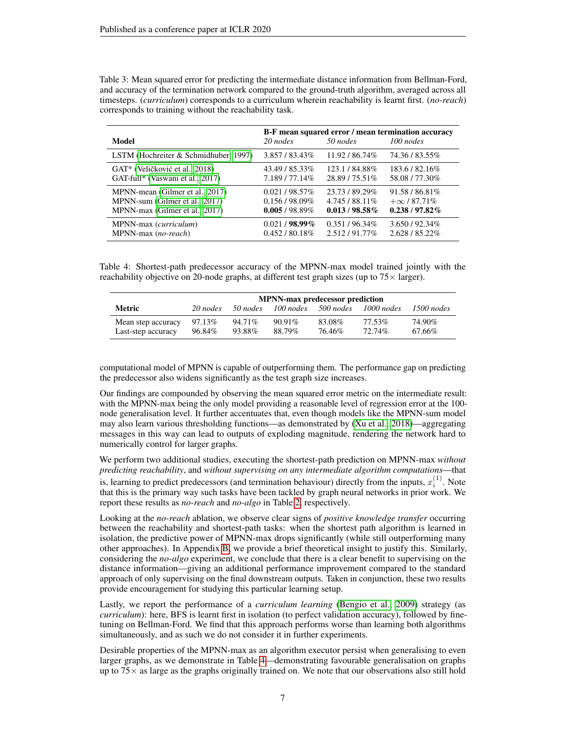Table 3: Mean squared error for predicting the intermediate distance information from Bellman-Ford, and accuracy of the termination network compared to the ground-truth algorithm, averaged across all timesteps. (*curriculum*) corresponds to a curriculum wherein reachability is learnt first. (*no-reach*) corresponds to training without the reachability task.

| Model | B-F mean squared error / mean termination accuracy | | |
|---|---|---|---|
| | *20 nodes* | *50 nodes* | *100 nodes* |
| LSTM (Hochreiter & Schmidhuber, 1997) | 3.857 / 83.43% | 11.92 / 86.74% | 74.36 / 83.55% |
| GAT* (Veličković et al., 2018) | 43.49 / 85.33% | 123.1 / 84.88% | 183.6 / 82.16% |
| GAT-full* (Vaswani et al., 2017) | 7.189 / 77.14% | 28.89 / 75.51% | 58.08 / 77.30% |
| MPNN-mean (Gilmer et al., 2017) | 0.021 / 98.57% | 23.73 / 89.29% | 91.58 / 86.81% |
| MPNN-sum (Gilmer et al., 2017) | 0.156 / 98.09% | 4.745 / 88.11% | $+\infty$ / 87.71% |
| MPNN-max (Gilmer et al., 2017) | **0.005** / 98.89% | **0.013 / 98.58%** | **0.238 / 97.82%** |
| MPNN-max (*curriculum*) | 0.021 / **98.99%** | 0.351 / 96.34% | 3.650 / 92.34% |
| MPNN-max (*no-reach*) | 0.452 / 80.18% | 2.512 / 91.77% | 2.628 / 85.22% |

Table 4: Shortest-path predecessor accuracy of the MPNN-max model trained jointly with the reachability objective on 20-node graphs, at different test graph sizes (up to 75× larger).

| Metric | MPNN-max predecessor prediction | | | | | |
|---|---|---|---|---|---|---|
| | *20 nodes* | *50 nodes* | *100 nodes* | *500 nodes* | *1000 nodes* | *1500 nodes* |
| Mean step accuracy | 97.13% | 94.71% | 90.91% | 83.08% | 77.53% | 74.90% |
| Last-step accuracy | 96.84% | 93.88% | 88.79% | 76.46% | 72.74% | 67.66% |

computational model of MPNN is capable of outperforming them. The performance gap on predicting the predecessor also widens significantly as the test graph size increases.

Our findings are compounded by observing the mean squared error metric on the intermediate result: with the MPNN-max being the only model providing a reasonable level of regression error at the 100-node generalisation level. It further accentuates that, even though models like the MPNN-sum model may also learn various thresholding functions—as demonstrated by (Xu et al., 2018)—aggregating messages in this way can lead to outputs of exploding magnitude, rendering the network hard to numerically control for larger graphs.

We perform two additional studies, executing the shortest-path prediction on MPNN-max *without predicting reachability*, and *without supervising on any intermediate algorithm computations*—that is, learning to predict predecessors (and termination behaviour) directly from the inputs, $x_i^{(1)}$. Note that this is the primary way such tasks have been tackled by graph neural networks in prior work. We report these results as *no-reach* and *no-algo* in Table 2, respectively.

Looking at the *no-reach* ablation, we observe clear signs of *positive knowledge transfer* occurring between the reachability and shortest-path tasks: when the shortest path algorithm is learned in isolation, the predictive power of MPNN-max drops significantly (while still outperforming many other approaches). In Appendix B, we provide a brief theoretical insight to justify this. Similarly, considering the *no-algo* experiment, we conclude that there is a clear benefit to supervising on the distance information—giving an additional performance improvement compared to the standard approach of only supervising on the final downstream outputs. Taken in conjunction, these two results provide encouragement for studying this particular learning setup.

Lastly, we report the performance of a *curriculum learning* (Bengio et al., 2009) strategy (as *curriculum*): here, BFS is learnt first in isolation (to perfect validation accuracy), followed by fine-tuning on Bellman-Ford. We find that this approach performs worse than learning both algorithms simultaneously, and as such we do not consider it in further experiments.

Desirable properties of the MPNN-max as an algorithm executor persist when generalising to even larger graphs, as we demonstrate in Table 4—demonstrating favourable generalisation on graphs up to 75× as large as the graphs originally trained on. We note that our observations also still hold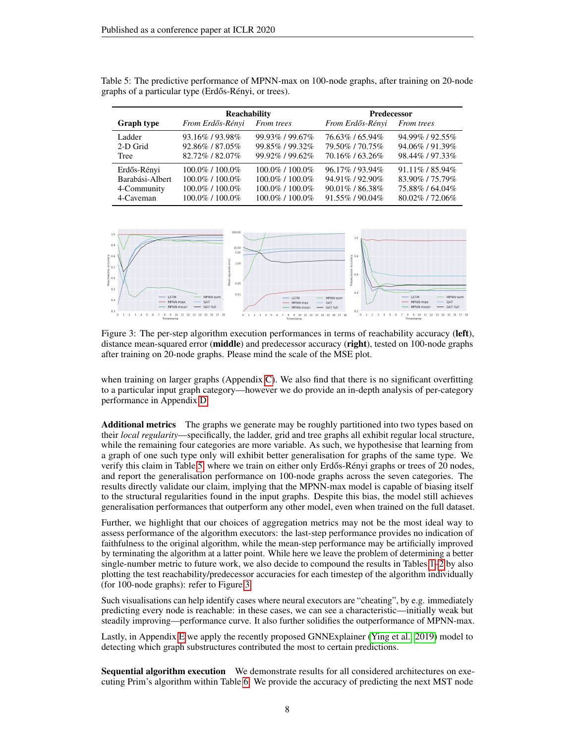Table 5: The predictive performance of MPNN-max on 100-node graphs, after training on 20-node graphs of a particular type (Erdős-Rényi, or trees).

| Graph type | Reachability | | Predecessor | |
|---|---|---|---|---|
| | *From Erdős-Rényi* | *From trees* | *From Erdős-Rényi* | *From trees* |
| Ladder | 93.16% / 93.98% | 99.93% / 99.67% | 76.63% / 65.94% | 94.99% / 92.55% |
| 2-D Grid | 92.86% / 87.05% | 99.85% / 99.32% | 79.50% / 70.75% | 94.06% / 91.39% |
| Tree | 82.72% / 82.07% | 99.92% / 99.62% | 70.16% / 63.26% | 98.44% / 97.33% |
| Erdős-Rényi | 100.0% / 100.0% | 100.0% / 100.0% | 96.17% / 93.94% | 91.11% / 85.94% |
| Barabási-Albert | 100.0% / 100.0% | 100.0% / 100.0% | 94.91% / 92.90% | 83.90% / 75.79% |
| 4-Community | 100.0% / 100.0% | 100.0% / 100.0% | 90.01% / 86.38% | 75.88% / 64.04% |
| 4-Caveman | 100.0% / 100.0% | 100.0% / 100.0% | 91.55% / 90.04% | 80.02% / 72.06% |

Figure 3: The per-step algorithm execution performances in terms of reachability accuracy (**left**), distance mean-squared error (**middle**) and predecessor accuracy (**right**), tested on 100-node graphs after training on 20-node graphs. Please mind the scale of the MSE plot.

when training on larger graphs (Appendix C). We also find that there is no significant overfitting to a particular input graph category—however we do provide an in-depth analysis of per-category performance in Appendix D.

**Additional metrics** The graphs we generate may be roughly partitioned into two types based on their *local regularity*—specifically, the ladder, grid and tree graphs all exhibit regular local structure, while the remaining four categories are more variable. As such, we hypothesise that learning from a graph of one such type only will exhibit better generalisation for graphs of the same type. We verify this claim in Table 5, where we train on either only Erdős-Rényi graphs or trees of 20 nodes, and report the generalisation performance on 100-node graphs across the seven categories. The results directly validate our claim, implying that the MPNN-max model is capable of biasing itself to the structural regularities found in the input graphs. Despite this bias, the model still achieves generalisation performances that outperform any other model, even when trained on the full dataset.

Further, we highlight that our choices of aggregation metrics may not be the most ideal way to assess performance of the algorithm executors: the last-step performance provides no indication of faithfulness to the original algorithm, while the mean-step performance may be artificially improved by terminating the algorithm at a latter point. While here we leave the problem of determining a better single-number metric to future work, we also decide to compound the results in Tables 1–2 by also plotting the test reachability/predecessor accuracies for each timestep of the algorithm individually (for 100-node graphs): refer to Figure 3.

Such visualisations can help identify cases where neural executors are "cheating", by e.g. immediately predicting every node is reachable: in these cases, we can see a characteristic—initially weak but steadily improving—performance curve. It also further solidifies the outperformance of MPNN-max.

Lastly, in Appendix E we apply the recently proposed GNNExplainer (Ying et al., 2019) model to detecting which graph substructures contributed the most to certain predictions.

**Sequential algorithm execution** We demonstrate results for all considered architectures on executing Prim's algorithm within Table 6. We provide the accuracy of predicting the next MST node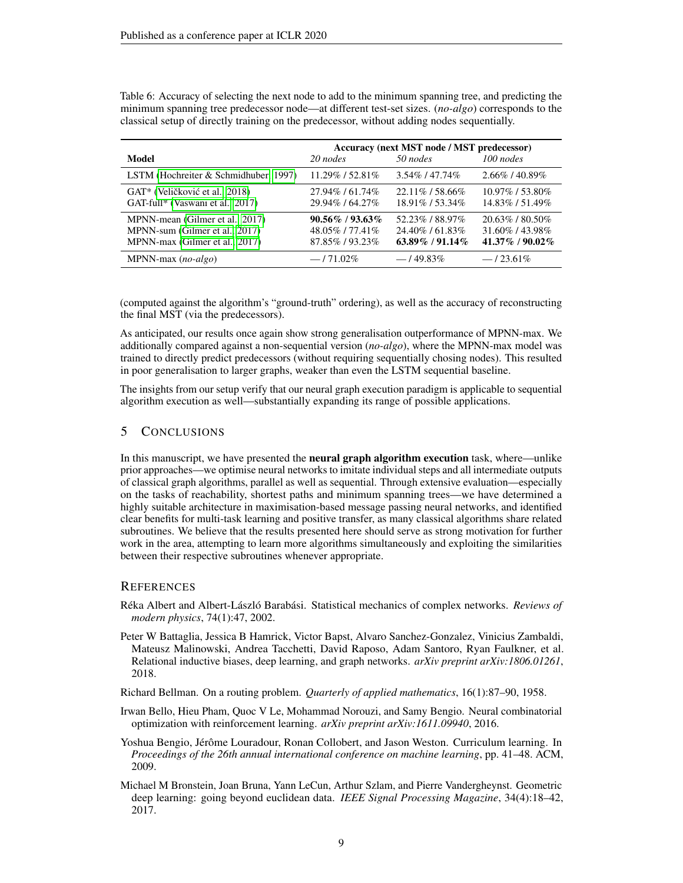Table 6: Accuracy of selecting the next node to add to the minimum spanning tree, and predicting the minimum spanning tree predecessor node—at different test-set sizes. (*no-algo*) corresponds to the classical setup of directly training on the predecessor, without adding nodes sequentially.

| Model | Accuracy (next MST node / MST predecessor) | | |
|---|---|---|---|
| | *20 nodes* | *50 nodes* | *100 nodes* |
| LSTM (Hochreiter & Schmidhuber, 1997) | 11.29% / 52.81% | 3.54% / 47.74% | 2.66% / 40.89% |
| GAT* (Veličković et al., 2018) | 27.94% / 61.74% | 22.11% / 58.66% | 10.97% / 53.80% |
| GAT-full* (Vaswani et al., 2017) | 29.94% / 64.27% | 18.91% / 53.34% | 14.83% / 51.49% |
| MPNN-mean (Gilmer et al., 2017) | **90.56% / 93.63%** | 52.23% / 88.97% | 20.63% / 80.50% |
| MPNN-sum (Gilmer et al., 2017) | 48.05% / 77.41% | 24.40% / 61.83% | 31.60% / 43.98% |
| MPNN-max (Gilmer et al., 2017) | 87.85% / 93.23% | **63.89% / 91.14%** | **41.37% / 90.02%** |
| MPNN-max (*no-algo*) | — / 71.02% | — / 49.83% | — / 23.61% |

(computed against the algorithm's "ground-truth" ordering), as well as the accuracy of reconstructing the final MST (via the predecessors).

As anticipated, our results once again show strong generalisation outperformance of MPNN-max. We additionally compared against a non-sequential version (*no-algo*), where the MPNN-max model was trained to directly predict predecessors (without requiring sequentially chosing nodes). This resulted in poor generalisation to larger graphs, weaker than even the LSTM sequential baseline.

The insights from our setup verify that our neural graph execution paradigm is applicable to sequential algorithm execution as well—substantially expanding its range of possible applications.

## 5 Conclusions

In this manuscript, we have presented the **neural graph algorithm execution** task, where—unlike prior approaches—we optimise neural networks to imitate individual steps and all intermediate outputs of classical graph algorithms, parallel as well as sequential. Through extensive evaluation—especially on the tasks of reachability, shortest paths and minimum spanning trees—we have determined a highly suitable architecture in maximisation-based message passing neural networks, and identified clear benefits for multi-task learning and positive transfer, as many classical algorithms share related subroutines. We believe that the results presented here should serve as strong motivation for further work in the area, attempting to learn more algorithms simultaneously and exploiting the similarities between their respective subroutines whenever appropriate.

## References

Réka Albert and Albert-László Barabási. Statistical mechanics of complex networks. *Reviews of modern physics*, 74(1):47, 2002.

Peter W Battaglia, Jessica B Hamrick, Victor Bapst, Alvaro Sanchez-Gonzalez, Vinicius Zambaldi, Mateusz Malinowski, Andrea Tacchetti, David Raposo, Adam Santoro, Ryan Faulkner, et al. Relational inductive biases, deep learning, and graph networks. *arXiv preprint arXiv:1806.01261*, 2018.

Richard Bellman. On a routing problem. *Quarterly of applied mathematics*, 16(1):87–90, 1958.

Irwan Bello, Hieu Pham, Quoc V Le, Mohammad Norouzi, and Samy Bengio. Neural combinatorial optimization with reinforcement learning. *arXiv preprint arXiv:1611.09940*, 2016.

Yoshua Bengio, Jérôme Louradour, Ronan Collobert, and Jason Weston. Curriculum learning. In *Proceedings of the 26th annual international conference on machine learning*, pp. 41–48. ACM, 2009.

Michael M Bronstein, Joan Bruna, Yann LeCun, Arthur Szlam, and Pierre Vandergheynst. Geometric deep learning: going beyond euclidean data. *IEEE Signal Processing Magazine*, 34(4):18–42, 2017.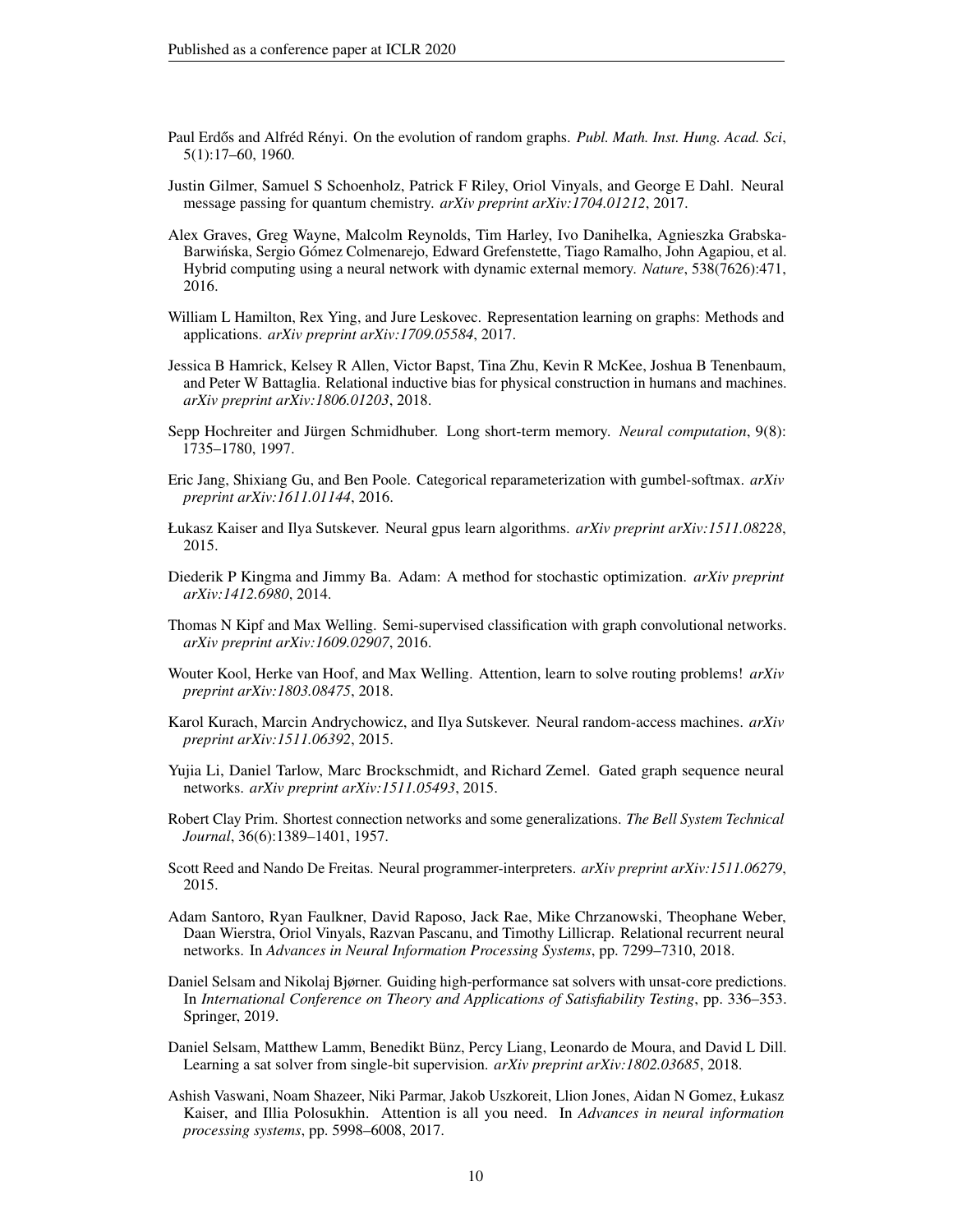Paul Erdős and Alfréd Rényi. On the evolution of random graphs. *Publ. Math. Inst. Hung. Acad. Sci*, 5(1):17–60, 1960.

Justin Gilmer, Samuel S Schoenholz, Patrick F Riley, Oriol Vinyals, and George E Dahl. Neural message passing for quantum chemistry. *arXiv preprint arXiv:1704.01212*, 2017.

Alex Graves, Greg Wayne, Malcolm Reynolds, Tim Harley, Ivo Danihelka, Agnieszka Grabska-Barwińska, Sergio Gómez Colmenarejo, Edward Grefenstette, Tiago Ramalho, John Agapiou, et al. Hybrid computing using a neural network with dynamic external memory. *Nature*, 538(7626):471, 2016.

William L Hamilton, Rex Ying, and Jure Leskovec. Representation learning on graphs: Methods and applications. *arXiv preprint arXiv:1709.05584*, 2017.

Jessica B Hamrick, Kelsey R Allen, Victor Bapst, Tina Zhu, Kevin R McKee, Joshua B Tenenbaum, and Peter W Battaglia. Relational inductive bias for physical construction in humans and machines. *arXiv preprint arXiv:1806.01203*, 2018.

Sepp Hochreiter and Jürgen Schmidhuber. Long short-term memory. *Neural computation*, 9(8): 1735–1780, 1997.

Eric Jang, Shixiang Gu, and Ben Poole. Categorical reparameterization with gumbel-softmax. *arXiv preprint arXiv:1611.01144*, 2016.

Łukasz Kaiser and Ilya Sutskever. Neural gpus learn algorithms. *arXiv preprint arXiv:1511.08228*, 2015.

Diederik P Kingma and Jimmy Ba. Adam: A method for stochastic optimization. *arXiv preprint arXiv:1412.6980*, 2014.

Thomas N Kipf and Max Welling. Semi-supervised classification with graph convolutional networks. *arXiv preprint arXiv:1609.02907*, 2016.

Wouter Kool, Herke van Hoof, and Max Welling. Attention, learn to solve routing problems! *arXiv preprint arXiv:1803.08475*, 2018.

Karol Kurach, Marcin Andrychowicz, and Ilya Sutskever. Neural random-access machines. *arXiv preprint arXiv:1511.06392*, 2015.

Yujia Li, Daniel Tarlow, Marc Brockschmidt, and Richard Zemel. Gated graph sequence neural networks. *arXiv preprint arXiv:1511.05493*, 2015.

Robert Clay Prim. Shortest connection networks and some generalizations. *The Bell System Technical Journal*, 36(6):1389–1401, 1957.

Scott Reed and Nando De Freitas. Neural programmer-interpreters. *arXiv preprint arXiv:1511.06279*, 2015.

Adam Santoro, Ryan Faulkner, David Raposo, Jack Rae, Mike Chrzanowski, Theophane Weber, Daan Wierstra, Oriol Vinyals, Razvan Pascanu, and Timothy Lillicrap. Relational recurrent neural networks. In *Advances in Neural Information Processing Systems*, pp. 7299–7310, 2018.

Daniel Selsam and Nikolaj Bjørner. Guiding high-performance sat solvers with unsat-core predictions. In *International Conference on Theory and Applications of Satisfiability Testing*, pp. 336–353. Springer, 2019.

Daniel Selsam, Matthew Lamm, Benedikt Bünz, Percy Liang, Leonardo de Moura, and David L Dill. Learning a sat solver from single-bit supervision. *arXiv preprint arXiv:1802.03685*, 2018.

Ashish Vaswani, Noam Shazeer, Niki Parmar, Jakob Uszkoreit, Llion Jones, Aidan N Gomez, Łukasz Kaiser, and Illia Polosukhin. Attention is all you need. In *Advances in neural information processing systems*, pp. 5998–6008, 2017.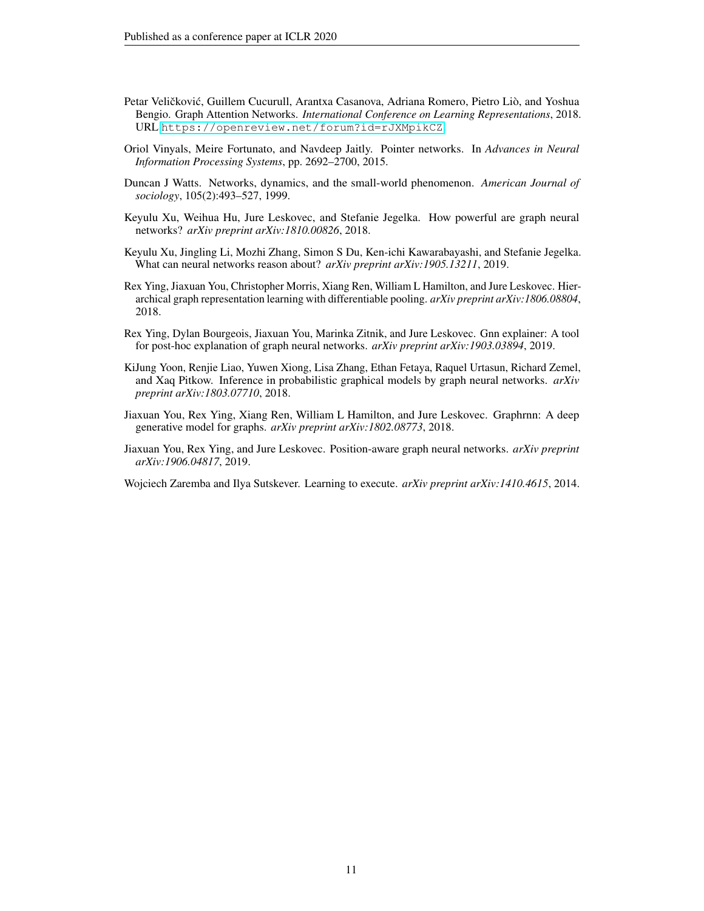Petar Veličković, Guillem Cucurull, Arantxa Casanova, Adriana Romero, Pietro Liò, and Yoshua Bengio. Graph Attention Networks. *International Conference on Learning Representations*, 2018. URL https://openreview.net/forum?id=rJXMpikCZ.

Oriol Vinyals, Meire Fortunato, and Navdeep Jaitly. Pointer networks. In *Advances in Neural Information Processing Systems*, pp. 2692–2700, 2015.

Duncan J Watts. Networks, dynamics, and the small-world phenomenon. *American Journal of sociology*, 105(2):493–527, 1999.

Keyulu Xu, Weihua Hu, Jure Leskovec, and Stefanie Jegelka. How powerful are graph neural networks? *arXiv preprint arXiv:1810.00826*, 2018.

Keyulu Xu, Jingling Li, Mozhi Zhang, Simon S Du, Ken-ichi Kawarabayashi, and Stefanie Jegelka. What can neural networks reason about? *arXiv preprint arXiv:1905.13211*, 2019.

Rex Ying, Jiaxuan You, Christopher Morris, Xiang Ren, William L Hamilton, and Jure Leskovec. Hierarchical graph representation learning with differentiable pooling. *arXiv preprint arXiv:1806.08804*, 2018.

Rex Ying, Dylan Bourgeois, Jiaxuan You, Marinka Zitnik, and Jure Leskovec. Gnn explainer: A tool for post-hoc explanation of graph neural networks. *arXiv preprint arXiv:1903.03894*, 2019.

KiJung Yoon, Renjie Liao, Yuwen Xiong, Lisa Zhang, Ethan Fetaya, Raquel Urtasun, Richard Zemel, and Xaq Pitkow. Inference in probabilistic graphical models by graph neural networks. *arXiv preprint arXiv:1803.07710*, 2018.

Jiaxuan You, Rex Ying, Xiang Ren, William L Hamilton, and Jure Leskovec. Graphrnn: A deep generative model for graphs. *arXiv preprint arXiv:1802.08773*, 2018.

Jiaxuan You, Rex Ying, and Jure Leskovec. Position-aware graph neural networks. *arXiv preprint arXiv:1906.04817*, 2019.

Wojciech Zaremba and Ilya Sutskever. Learning to execute. *arXiv preprint arXiv:1410.4615*, 2014.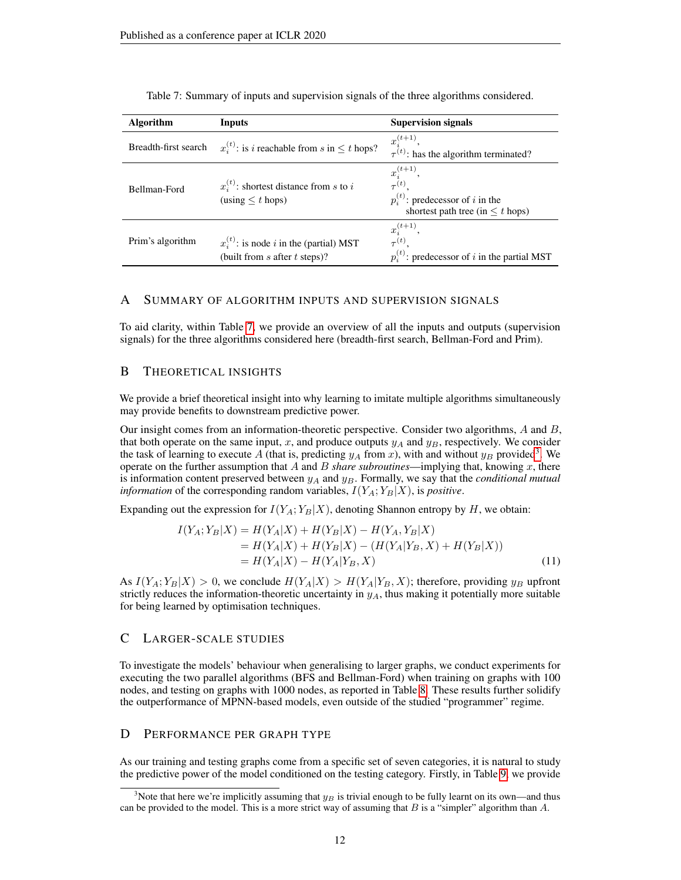Table 7: Summary of inputs and supervision signals of the three algorithms considered.

| Algorithm | Inputs | Supervision signals |
|---|---|---|
| Breadth-first search | $x_i^{(t)}$: is $i$ reachable from $s$ in $\leq t$ hops? | $x_i^{(t+1)}$, $\tau^{(t)}$: has the algorithm terminated? |
| Bellman-Ford | $x_i^{(t)}$: shortest distance from $s$ to $i$ (using $\leq t$ hops) | $x_i^{(t+1)}$, $\tau^{(t)}$, $p_i^{(t)}$: predecessor of $i$ in the shortest path tree (in $\leq t$ hops) |
| Prim's algorithm | $x_i^{(t)}$: is node $i$ in the (partial) MST (built from $s$ after $t$ steps)? | $x_i^{(t+1)}$, $\tau^{(t)}$, $p_i^{(t)}$: predecessor of $i$ in the partial MST |

## A Summary of algorithm inputs and supervision signals

To aid clarity, within Table 7, we provide an overview of all the inputs and outputs (supervision signals) for the three algorithms considered here (breadth-first search, Bellman-Ford and Prim).

## B Theoretical insights

We provide a brief theoretical insight into why learning to imitate multiple algorithms simultaneously may provide benefits to downstream predictive power.

Our insight comes from an information-theoretic perspective. Consider two algorithms, $A$ and $B$, that both operate on the same input, $x$, and produce outputs $y_A$ and $y_B$, respectively. We consider the task of learning to execute $A$ (that is, predicting $y_A$ from $x$), with and without $y_B$ provided[3]. We operate on the further assumption that $A$ and $B$ *share subroutines*—implying that, knowing $x$, there is information content preserved between $y_A$ and $y_B$. Formally, we say that the *conditional mutual information* of the corresponding random variables, $I(Y_A; Y_B|X)$, is *positive*.

Expanding out the expression for $I(Y_A; Y_B|X)$, denoting Shannon entropy by $H$, we obtain:

$$
\begin{aligned}
I(Y_A; Y_B|X) &= H(Y_A|X) + H(Y_B|X) - H(Y_A, Y_B|X) \\
&= H(Y_A|X) + H(Y_B|X) - (H(Y_A|Y_B, X) + H(Y_B|X)) \\
&= H(Y_A|X) - H(Y_A|Y_B, X)
\end{aligned} \tag{11}
$$

As $I(Y_A; Y_B|X) > 0$, we conclude $H(Y_A|X) > H(Y_A|Y_B, X)$; therefore, providing $y_B$ upfront strictly reduces the information-theoretic uncertainty in $y_A$, thus making it potentially more suitable for being learned by optimisation techniques.

## C Larger-scale studies

To investigate the models' behaviour when generalising to larger graphs, we conduct experiments for executing the two parallel algorithms (BFS and Bellman-Ford) when training on graphs with 100 nodes, and testing on graphs with 1000 nodes, as reported in Table 8. These results further solidify the outperformance of MPNN-based models, even outside of the studied "programmer" regime.

## D Performance per graph type

As our training and testing graphs come from a specific set of seven categories, it is natural to study the predictive power of the model conditioned on the testing category. Firstly, in Table 9, we provide

[3] Note that here we're implicitly assuming that $y_B$ is trivial enough to be fully learnt on its own—and thus can be provided to the model. This is a more strict way of assuming that $B$ is a "simpler" algorithm than $A$.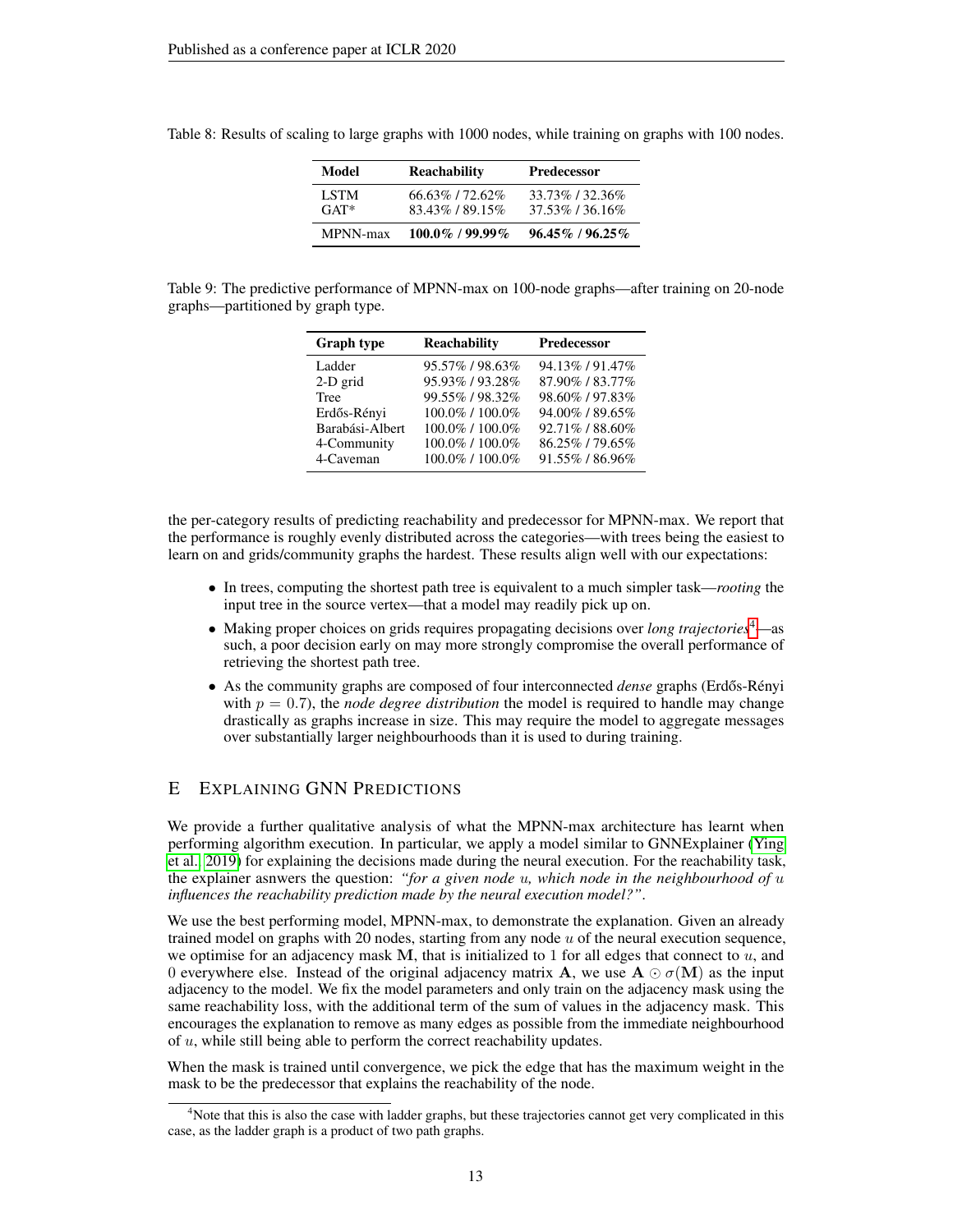Table 8: Results of scaling to large graphs with 1000 nodes, while training on graphs with 100 nodes.

| Model | Reachability | Predecessor |
|---|---|---|
| LSTM | 66.63% / 72.62% | 33.73% / 32.36% |
| GAT* | 83.43% / 89.15% | 37.53% / 36.16% |
| MPNN-max | **100.0% / 99.99%** | **96.45% / 96.25%** |

Table 9: The predictive performance of MPNN-max on 100-node graphs—after training on 20-node graphs—partitioned by graph type.

| Graph type | Reachability | Predecessor |
|---|---|---|
| Ladder | 95.57% / 98.63% | 94.13% / 91.47% |
| 2-D grid | 95.93% / 93.28% | 87.90% / 83.77% |
| Tree | 99.55% / 98.32% | 98.60% / 97.83% |
| Erdős-Rényi | 100.0% / 100.0% | 94.00% / 89.65% |
| Barabási-Albert | 100.0% / 100.0% | 92.71% / 88.60% |
| 4-Community | 100.0% / 100.0% | 86.25% / 79.65% |
| 4-Caveman | 100.0% / 100.0% | 91.55% / 86.96% |

the per-category results of predicting reachability and predecessor for MPNN-max. We report that the performance is roughly evenly distributed across the categories—with trees being the easiest to learn on and grids/community graphs the hardest. These results align well with our expectations:

- In trees, computing the shortest path tree is equivalent to a much simpler task—*rooting* the input tree in the source vertex—that a model may readily pick up on.
- Making proper choices on grids requires propagating decisions over *long trajectories*[4]—as such, a poor decision early on may more strongly compromise the overall performance of retrieving the shortest path tree.
- As the community graphs are composed of four interconnected *dense* graphs (Erdős-Rényi with $p = 0.7$), the *node degree distribution* the model is required to handle may change drastically as graphs increase in size. This may require the model to aggregate messages over substantially larger neighbourhoods than it is used to during training.

# E Explaining GNN Predictions

We provide a further qualitative analysis of what the MPNN-max architecture has learnt when performing algorithm execution. In particular, we apply a model similar to GNNExplainer (Ying et al., 2019) for explaining the decisions made during the neural execution. For the reachability task, the explainer asnwers the question: *"for a given node $u$, which node in the neighbourhood of $u$ influences the reachability prediction made by the neural execution model?"*.

We use the best performing model, MPNN-max, to demonstrate the explanation. Given an already trained model on graphs with 20 nodes, starting from any node $u$ of the neural execution sequence, we optimise for an adjacency mask $\mathbf{M}$, that is initialized to 1 for all edges that connect to $u$, and 0 everywhere else. Instead of the original adjacency matrix $\mathbf{A}$, we use $\mathbf{A} \odot \sigma(\mathbf{M})$ as the input adjacency to the model. We fix the model parameters and only train on the adjacency mask using the same reachability loss, with the additional term of the sum of values in the adjacency mask. This encourages the explanation to remove as many edges as possible from the immediate neighbourhood of $u$, while still being able to perform the correct reachability updates.

When the mask is trained until convergence, we pick the edge that has the maximum weight in the mask to be the predecessor that explains the reachability of the node.

[4]Note that this is also the case with ladder graphs, but these trajectories cannot get very complicated in this case, as the ladder graph is a product of two path graphs.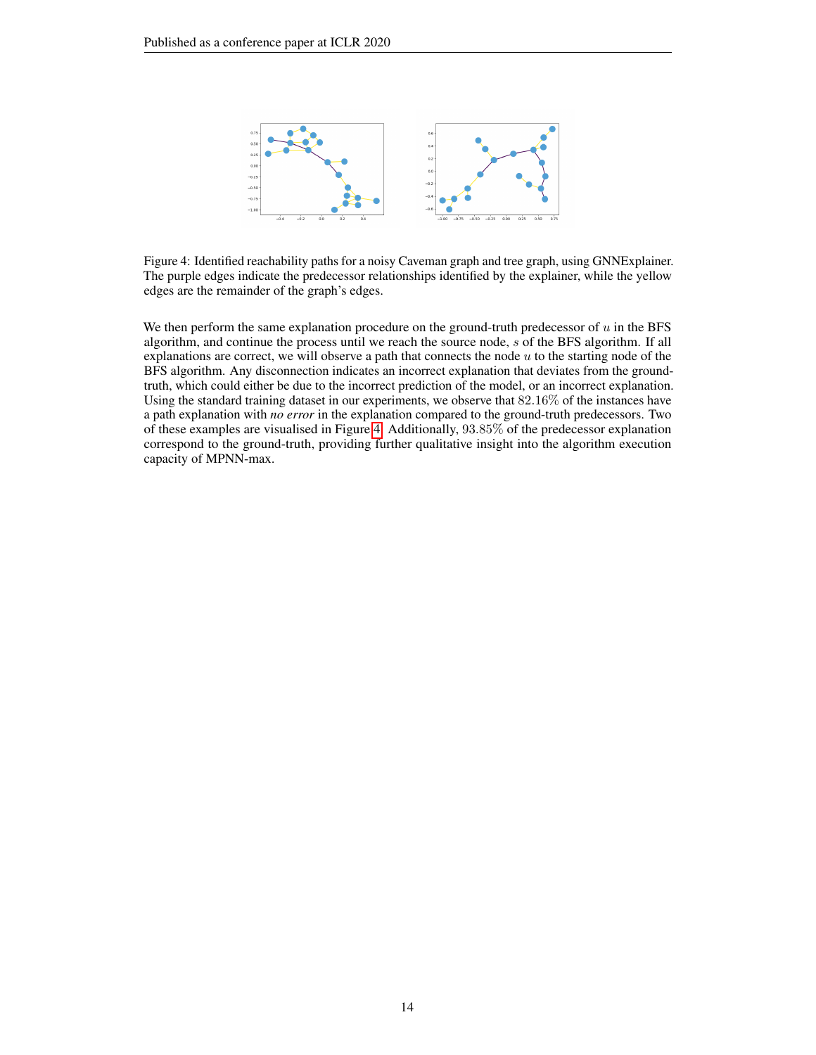0.75
0.50
0.25
0.00
−0.25
−0.50
−0.75
−1.00
−0.4
−0.2
0.0
0.2
0.4

0.6
0.4
0.2
0.0
−0.2
−0.4
−0.6
−1.00
−0.75
−0.50
−0.25
0.00
0.25
0.50
0.75

Figure 4: Identified reachability paths for a noisy Caveman graph and tree graph, using GNNExplainer. The purple edges indicate the predecessor relationships identified by the explainer, while the yellow edges are the remainder of the graph's edges.

We then perform the same explanation procedure on the ground-truth predecessor of $u$ in the BFS algorithm, and continue the process until we reach the source node, $s$ of the BFS algorithm. If all explanations are correct, we will observe a path that connects the node $u$ to the starting node of the BFS algorithm. Any disconnection indicates an incorrect explanation that deviates from the ground-truth, which could either be due to the incorrect prediction of the model, or an incorrect explanation. Using the standard training dataset in our experiments, we observe that $82.16\%$ of the instances have a path explanation with *no error* in the explanation compared to the ground-truth predecessors. Two of these examples are visualised in Figure 4. Additionally, $93.85\%$ of the predecessor explanation correspond to the ground-truth, providing further qualitative insight into the algorithm execution capacity of MPNN-max.